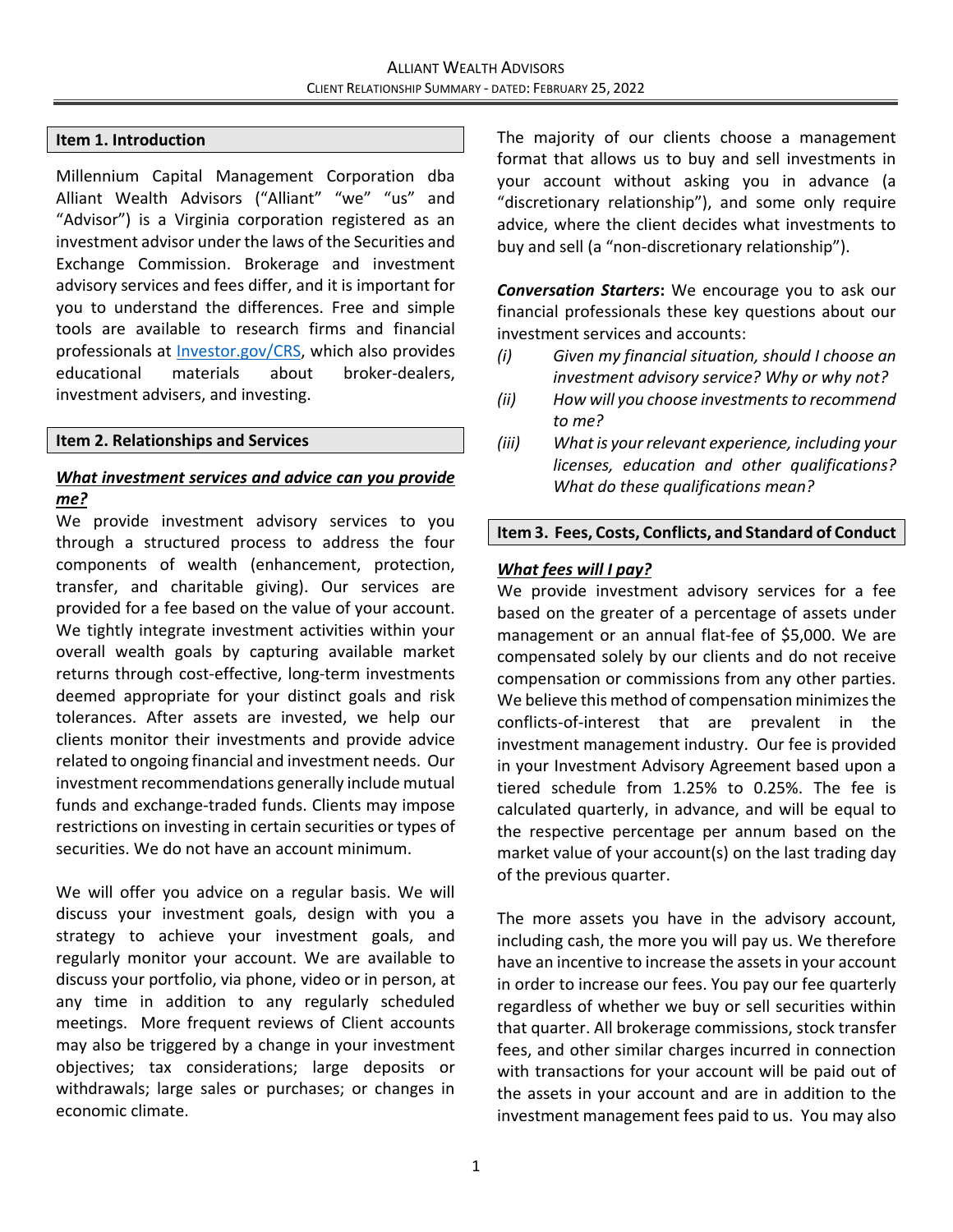## Item 1. Introduction

Millennium Capital Management Corporation dba Alliant Wealth Advisors ("Alliant" "we" "us" and "Advisor") is a Virginia corporation registered as an investment advisor under the laws of the Securities and Exchange Commission. Brokerage and investment advisory services and fees differ, and it is important for you to understand the differences. Free and simple tools are available to research firms and financial professionals at [Investor.gov/CRS](https://www.investor.gov/CRS), which also provides educational materials about broker-dealers, investment advisers, and investing.

## Item 2. Relationships and Services

### *What investment services and advice can you provide me?*

We provide investment advisory services to you through a structured process to address the four components of wealth (enhancement, protection, transfer, and charitable giving). Our services are provided for a fee based on the value of your account. We tightly integrate investment activities within your overall wealth goals by capturing available market returns through cost-effective, long-term investments deemed appropriate for your distinct goals and risk tolerances. After assets are invested, we help our clients monitor their investments and provide advice related to ongoing financial and investment needs. Our investment recommendations generally include mutual funds and exchange-traded funds. Clients may impose restrictions on investing in certain securities or types of securities. We do not have an account minimum.

We will offer you advice on a regular basis. We will discuss your investment goals, design with you a strategy to achieve your investment goals, and regularly monitor your account. We are available to discuss your portfolio, via phone, video or in person, at any time in addition to any regularly scheduled meetings. More frequent reviews of Client accounts may also be triggered by a change in your investment objectives; tax considerations; large deposits or withdrawals; large sales or purchases; or changes in economic climate.

The majority of our clients choose a management format that allows us to buy and sell investments in your account without asking you in advance (a "discretionary relationship"), and some only require advice, where the client decides what investments to buy and sell (a "non-discretionary relationship").

***Conversation Starters*:** We encourage you to ask our financial professionals these key questions about our investment services and accounts:

- *(i) Given my financial situation, should I choose an investment advisory service? Why or why not?*
- *(ii) How will you choose investments to recommend to me?*
- *(iii) What is your relevant experience, including your licenses, education and other qualifications? What do these qualifications mean?*

## Item 3. Fees, Costs, Conflicts, and Standard of Conduct

### *What fees will I pay?*

We provide investment advisory services for a fee based on the greater of a percentage of assets under management or an annual flat-fee of $5,000. We are compensated solely by our clients and do not receive compensation or commissions from any other parties. We believe this method of compensation minimizes the conflicts-of-interest that are prevalent in the investment management industry. Our fee is provided in your Investment Advisory Agreement based upon a tiered schedule from 1.25% to 0.25%. The fee is calculated quarterly, in advance, and will be equal to the respective percentage per annum based on the market value of your account(s) on the last trading day of the previous quarter.

The more assets you have in the advisory account, including cash, the more you will pay us. We therefore have an incentive to increase the assets in your account in order to increase our fees. You pay our fee quarterly regardless of whether we buy or sell securities within that quarter. All brokerage commissions, stock transfer fees, and other similar charges incurred in connection with transactions for your account will be paid out of the assets in your account and are in addition to the investment management fees paid to us. You may also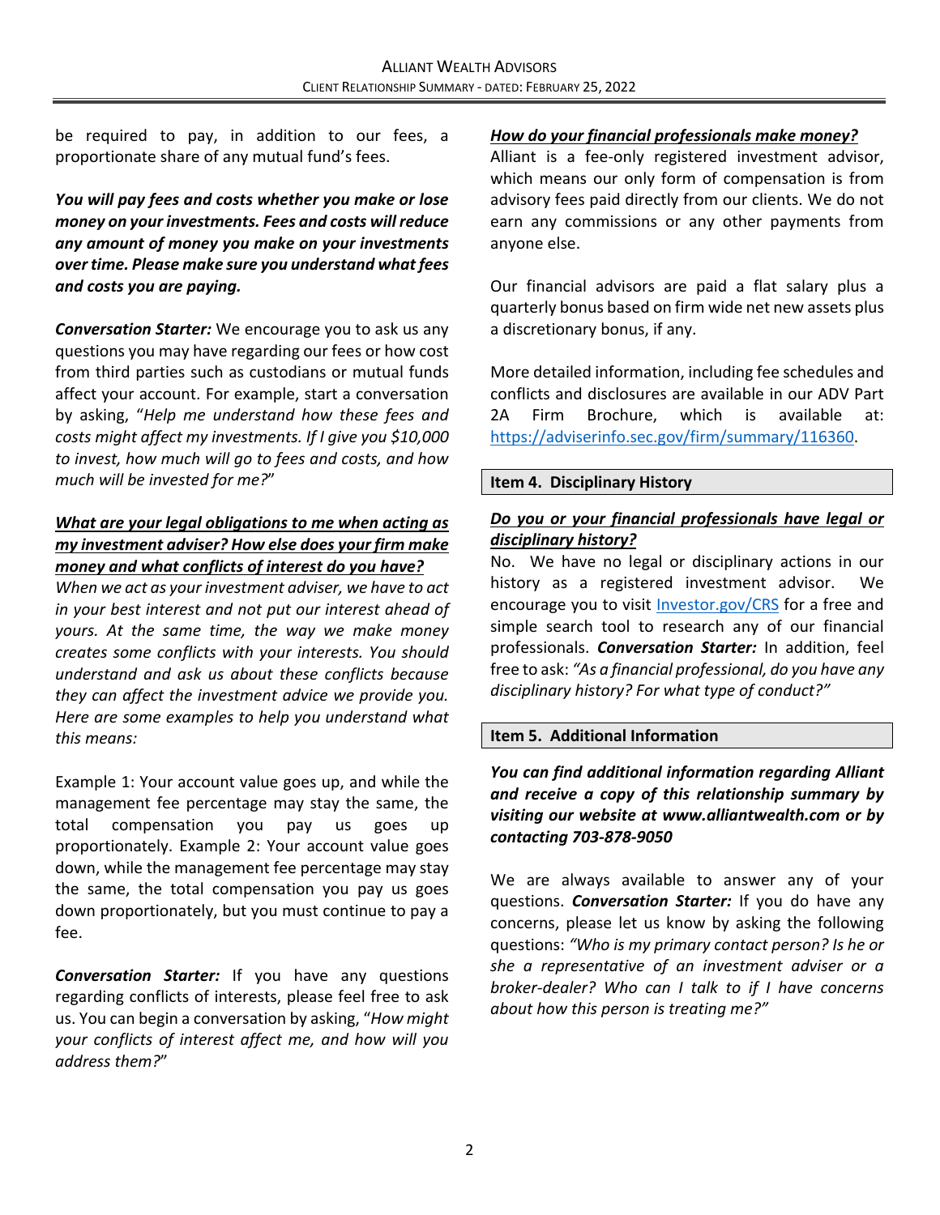be required to pay, in addition to our fees, a proportionate share of any mutual fund's fees.

***You will pay fees and costs whether you make or lose money on your investments. Fees and costs will reduce any amount of money you make on your investments over time. Please make sure you understand what fees and costs you are paying.***

***Conversation Starter:*** We encourage you to ask us any questions you may have regarding our fees or how cost from third parties such as custodians or mutual funds affect your account. For example, start a conversation by asking, "*Help me understand how these fees and costs might affect my investments. If I give you $10,000 to invest, how much will go to fees and costs, and how much will be invested for me?*"

***<u>What are your legal obligations to me when acting as my investment adviser? How else does your firm make money and what conflicts of interest do you have?</u>***

*When we act as your investment adviser, we have to act in your best interest and not put our interest ahead of yours. At the same time, the way we make money creates some conflicts with your interests. You should understand and ask us about these conflicts because they can affect the investment advice we provide you. Here are some examples to help you understand what this means:*

Example 1: Your account value goes up, and while the management fee percentage may stay the same, the total compensation you pay us goes up proportionately. Example 2: Your account value goes down, while the management fee percentage may stay the same, the total compensation you pay us goes down proportionately, but you must continue to pay a fee.

***Conversation Starter:*** If you have any questions regarding conflicts of interests, please feel free to ask us. You can begin a conversation by asking, "*How might your conflicts of interest affect me, and how will you address them?*"

***<u>How do your financial professionals make money?</u>***

Alliant is a fee-only registered investment advisor, which means our only form of compensation is from advisory fees paid directly from our clients. We do not earn any commissions or any other payments from anyone else.

Our financial advisors are paid a flat salary plus a quarterly bonus based on firm wide net new assets plus a discretionary bonus, if any.

More detailed information, including fee schedules and conflicts and disclosures are available in our ADV Part 2A Firm Brochure, which is available at: https://adviserinfo.sec.gov/firm/summary/116360.

## Item 4. Disciplinary History

***<u>Do you or your financial professionals have legal or disciplinary history?</u>***

No. We have no legal or disciplinary actions in our history as a registered investment advisor. We encourage you to visit Investor.gov/CRS for a free and simple search tool to research any of our financial professionals. ***Conversation Starter:*** In addition, feel free to ask: *"As a financial professional, do you have any disciplinary history? For what type of conduct?"*

## Item 5. Additional Information

***You can find additional information regarding Alliant and receive a copy of this relationship summary by visiting our website at www.alliantwealth.com or by contacting 703-878-9050***

We are always available to answer any of your questions. ***Conversation Starter:*** If you do have any concerns, please let us know by asking the following questions: *"Who is my primary contact person? Is he or she a representative of an investment adviser or a broker-dealer? Who can I talk to if I have concerns about how this person is treating me?"*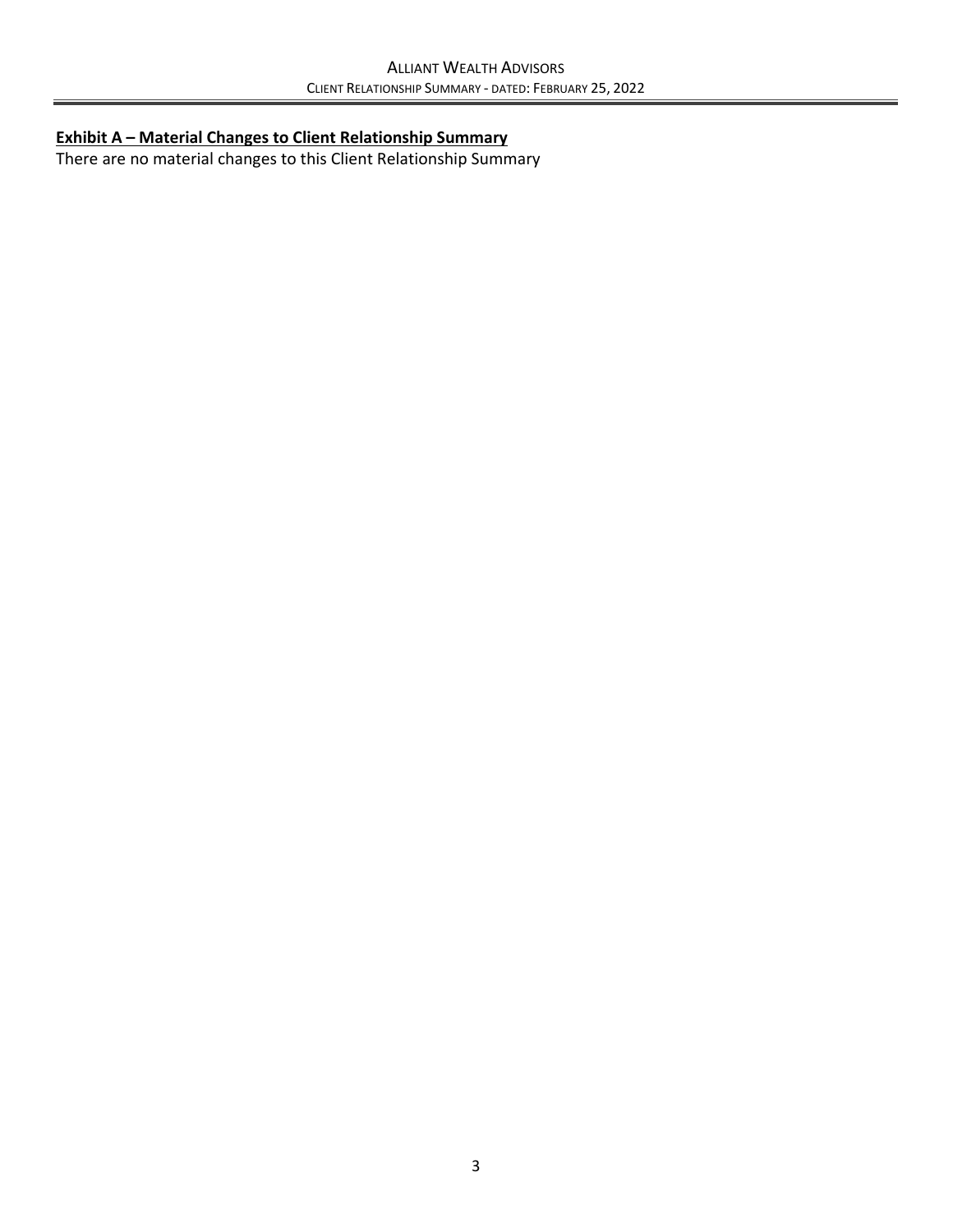**Exhibit A – Material Changes to Client Relationship Summary**

There are no material changes to this Client Relationship Summary